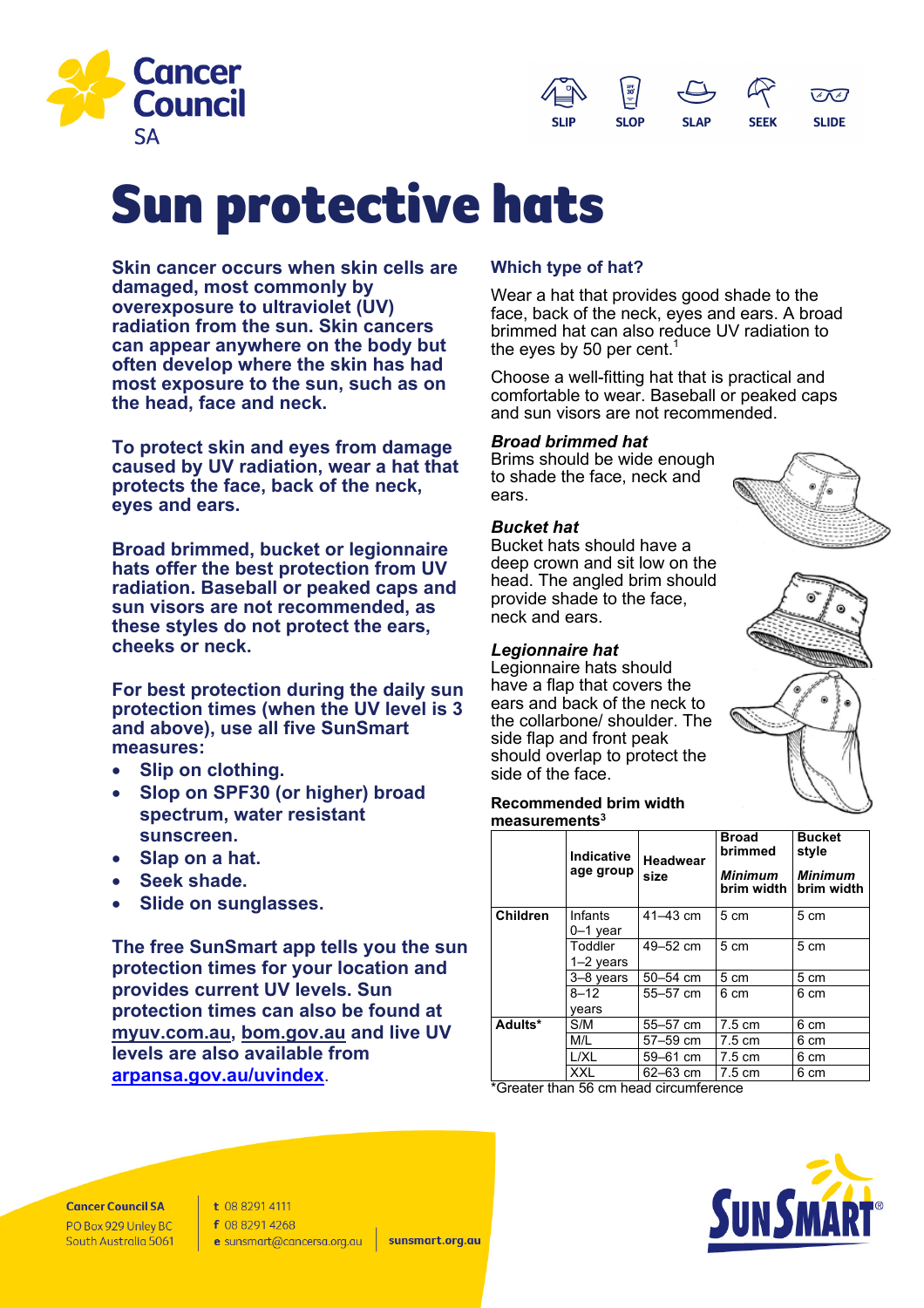Cancer Council SA

SLIP SLOP SLAP SEEK SLIDE

# Sun protective hats

**Skin cancer occurs when skin cells are damaged, most commonly by overexposure to ultraviolet (UV) radiation from the sun. Skin cancers can appear anywhere on the body but often develop where the skin has had most exposure to the sun, such as on the head, face and neck.**

**To protect skin and eyes from damage caused by UV radiation, wear a hat that protects the face, back of the neck, eyes and ears.**

**Broad brimmed, bucket or legionnaire hats offer the best protection from UV radiation. Baseball or peaked caps and sun visors are not recommended, as these styles do not protect the ears, cheeks or neck.**

**For best protection during the daily sun protection times (when the UV level is 3 and above), use all five SunSmart measures:**

- **Slip on clothing.**
- **Slop on SPF30 (or higher) broad spectrum, water resistant sunscreen.**
- **Slap on a hat.**
- **Seek shade.**
- **Slide on sunglasses.**

**The free SunSmart app tells you the sun protection times for your location and provides current UV levels. Sun protection times can also be found at [myuv.com.au](myuv.com.au), [bom.gov.au](bom.gov.au) and live UV levels are also available from [arpansa.gov.au/uvindex](arpansa.gov.au/uvindex).**

## Which type of hat?

Wear a hat that provides good shade to the face, back of the neck, eyes and ears. A broad brimmed hat can also reduce UV radiation to the eyes by 50 per cent.[1]

Choose a well-fitting hat that is practical and comfortable to wear. Baseball or peaked caps and sun visors are not recommended.

### *Broad brimmed hat*

Brims should be wide enough to shade the face, neck and ears.

### *Bucket hat*

Bucket hats should have a deep crown and sit low on the head. The angled brim should provide shade to the face, neck and ears.

### *Legionnaire hat*

Legionnaire hats should have a flap that covers the ears and back of the neck to the collarbone/ shoulder. The side flap and front peak should overlap to protect the side of the face.

**Recommended brim width measurements[3]**

| | **Indicative age group** | **Headwear size** | **Broad brimmed** *Minimum brim width* | **Bucket style** *Minimum brim width* |
|---|---|---|---|---|
| **Children** | Infants 0–1 year | 41–43 cm | 5 cm | 5 cm |
| | Toddler 1–2 years | 49–52 cm | 5 cm | 5 cm |
| | 3–8 years | 50–54 cm | 5 cm | 5 cm |
| | 8–12 years | 55–57 cm | 6 cm | 6 cm |
| **Adults*** | S/M | 55–57 cm | 7.5 cm | 6 cm |
| | M/L | 57–59 cm | 7.5 cm | 6 cm |
| | L/XL | 59–61 cm | 7.5 cm | 6 cm |
| | XXL | 62–63 cm | 7.5 cm | 6 cm |

*Greater than 56 cm head circumference

**Cancer Council SA**
PO Box 929 Unley BC
South Australia 5061

**t** 08 8291 4111
**f** 08 8291 4268
**e** sunsmart@cancersa.org.au

**sunsmart.org.au**

SunSmart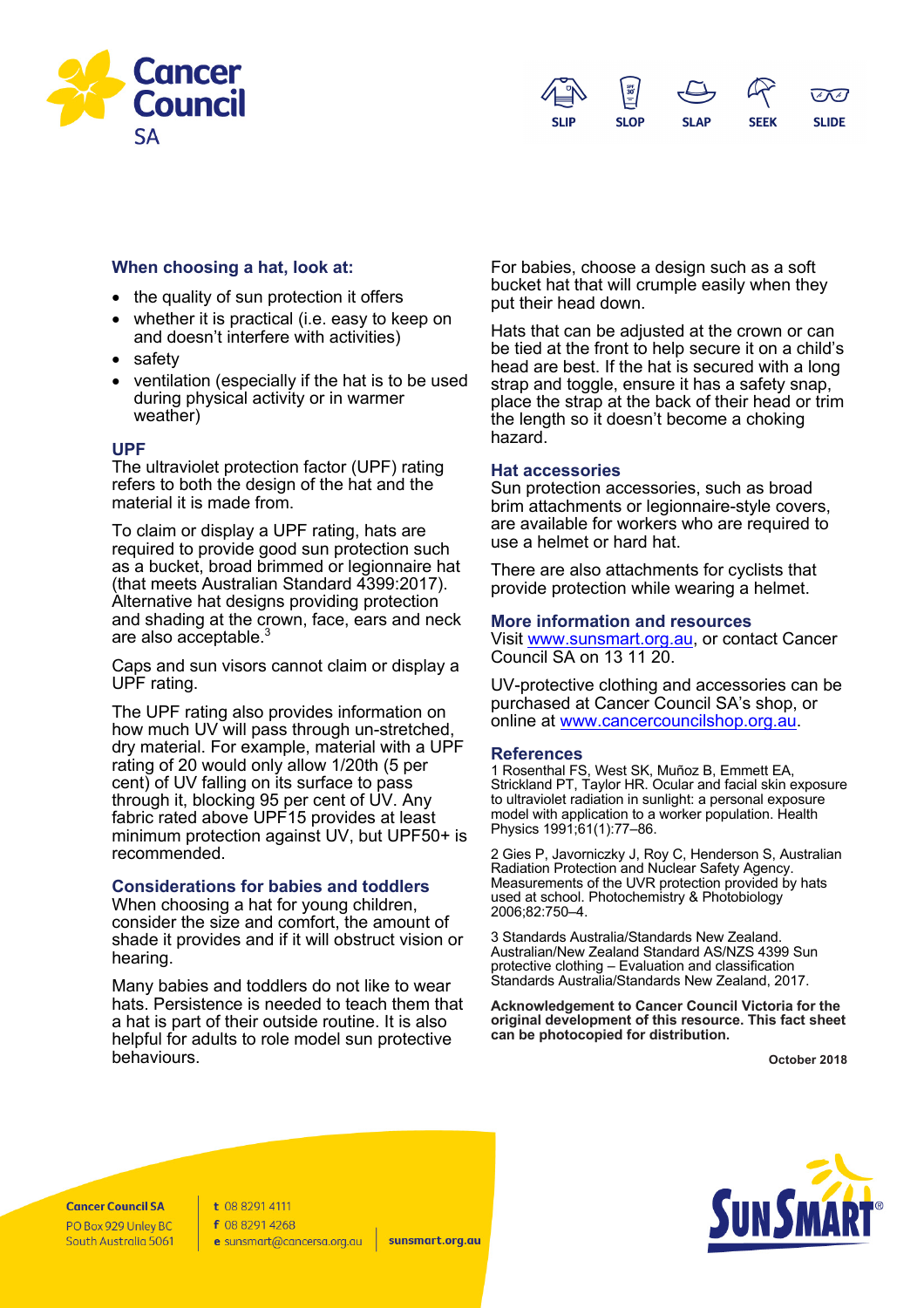### When choosing a hat, look at:

- the quality of sun protection it offers
- whether it is practical (i.e. easy to keep on and doesn't interfere with activities)
- safety
- ventilation (especially if the hat is to be used during physical activity or in warmer weather)

### UPF

The ultraviolet protection factor (UPF) rating refers to both the design of the hat and the material it is made from.

To claim or display a UPF rating, hats are required to provide good sun protection such as a bucket, broad brimmed or legionnaire hat (that meets Australian Standard 4399:2017). Alternative hat designs providing protection and shading at the crown, face, ears and neck are also acceptable.[3]

Caps and sun visors cannot claim or display a UPF rating.

The UPF rating also provides information on how much UV will pass through un-stretched, dry material. For example, material with a UPF rating of 20 would only allow 1/20th (5 per cent) of UV falling on its surface to pass through it, blocking 95 per cent of UV. Any fabric rated above UPF15 provides at least minimum protection against UV, but UPF50+ is recommended.

### Considerations for babies and toddlers

When choosing a hat for young children, consider the size and comfort, the amount of shade it provides and if it will obstruct vision or hearing.

Many babies and toddlers do not like to wear hats. Persistence is needed to teach them that a hat is part of their outside routine. It is also helpful for adults to role model sun protective behaviours.

For babies, choose a design such as a soft bucket hat that will crumple easily when they put their head down.

Hats that can be adjusted at the crown or can be tied at the front to help secure it on a child's head are best. If the hat is secured with a long strap and toggle, ensure it has a safety snap, place the strap at the back of their head or trim the length so it doesn't become a choking hazard.

### Hat accessories

Sun protection accessories, such as broad brim attachments or legionnaire-style covers, are available for workers who are required to use a helmet or hard hat.

There are also attachments for cyclists that provide protection while wearing a helmet.

### More information and resources

Visit www.sunsmart.org.au, or contact Cancer Council SA on 13 11 20.

UV-protective clothing and accessories can be purchased at Cancer Council SA's shop, or online at www.cancercouncilshop.org.au.

### References

1 Rosenthal FS, West SK, Muñoz B, Emmett EA, Strickland PT, Taylor HR. Ocular and facial skin exposure to ultraviolet radiation in sunlight: a personal exposure model with application to a worker population. Health Physics 1991;61(1):77–86.

2 Gies P, Javorniczky J, Roy C, Henderson S, Australian Radiation Protection and Nuclear Safety Agency. Measurements of the UVR protection provided by hats used at school. Photochemistry & Photobiology 2006;82:750–4.

3 Standards Australia/Standards New Zealand. Australian/New Zealand Standard AS/NZS 4399 Sun protective clothing – Evaluation and classification Standards Australia/Standards New Zealand, 2017.

**Acknowledgement to Cancer Council Victoria for the original development of this resource. This fact sheet can be photocopied for distribution.**

October 2018

**Cancer Council SA**
PO Box 929 Unley BC
South Australia 5061

t 08 8291 4111
f 08 8291 4268
e sunsmart@cancersa.org.au

**sunsmart.org.au**